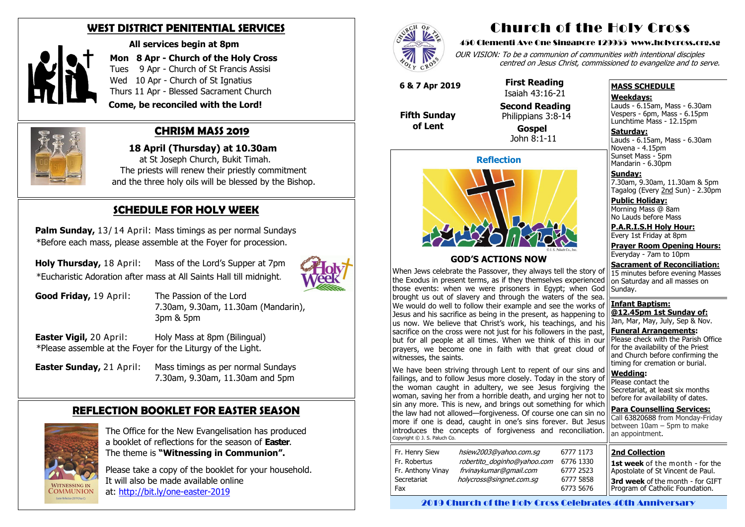## WEST DISTRICT PENITENTIAL SERVICES

**All services begin at 8pm**

**Mon 8 Apr - Church of the Holy Cross**
Tues 9 Apr - Church of St Francis Assisi
Wed 10 Apr - Church of St Ignatius
Thurs 11 Apr - Blessed Sacrament Church

**Come, be reconciled with the Lord!**

## CHRISM MASS 2019

**18 April (Thursday) at 10.30am**
at St Joseph Church, Bukit Timah.
The priests will renew their priestly commitment and the three holy oils will be blessed by the Bishop.

## SCHEDULE FOR HOLY WEEK

**Palm Sunday,** 13/14 April: Mass timings as per normal Sundays
*Before each mass, please assemble at the Foyer for procession.

**Holy Thursday,** 18 April: Mass of the Lord's Supper at 7pm
*Eucharistic Adoration after mass at All Saints Hall till midnight.

**Good Friday,** 19 April: The Passion of the Lord
7.30am, 9.30am, 11.30am (Mandarin), 3pm & 5pm

**Easter Vigil,** 20 April: Holy Mass at 8pm (Bilingual)
*Please assemble at the Foyer for the Liturgy of the Light.

**Easter Sunday,** 21 April: Mass timings as per normal Sundays
7.30am, 9.30am, 11.30am and 5pm

## REFLECTION BOOKLET FOR EASTER SEASON

The Office for the New Evangelisation has produced a booklet of reflections for the season of **Easter**. The theme is **"Witnessing in Communion".**

Please take a copy of the booklet for your household. It will also be made available online at: http://bit.ly/one-easter-2019

# Church of the Holy Cross

**450 Clementi Ave One Singapore 129955 www.holycross.org.sg**

*OUR VISION: To be a communion of communities with intentional disciples centred on Jesus Christ, commissioned to evangelize and to serve.*

**6 & 7 Apr 2019**

**Fifth Sunday of Lent**

**First Reading**
Isaiah 43:16-21

**Second Reading**
Philippians 3:8-14

**Gospel**
John 8:1-11

### Reflection

### GOD'S ACTIONS NOW

When Jews celebrate the Passover, they always tell the story of the Exodus in present terms, as if they themselves experienced those events: when we were prisoners in Egypt; when God brought us out of slavery and through the waters of the sea. We would do well to follow their example and see the works of Jesus and his sacrifice as being in the present, as happening to us now. We believe that Christ's work, his teachings, and his sacrifice on the cross were not just for his followers in the past, but for all people at all times. When we think of this in our prayers, we become one in faith with that great cloud of witnesses, the saints.

We have been striving through Lent to repent of our sins and failings, and to follow Jesus more closely. Today in the story of the woman caught in adultery, we see Jesus forgiving the woman, saving her from a horrible death, and urging her not to sin any more. This is new, and brings out something for which the law had not allowed—forgiveness. Of course one can sin no more if one is dead, caught in one's sins forever. But Jesus introduces the concepts of forgiveness and reconciliation.

Copyright © J. S. Paluch Co.

| | | |
|---|---|---|
| Fr. Henry Siew | *hsiew2003@yahoo.com.sg* | 6777 1173 |
| Fr. Robertus | *robertito_doginho@yahoo.com* | 6776 1330 |
| Fr. Anthony Vinay | *frvinaykumar@gmail.com* | 6777 2523 |
| Secretariat | *holycross@singnet.com.sg* | 6777 5858 |
| Fax | | 6773 5676 |

### MASS SCHEDULE

**Weekdays:**
Lauds - 6.15am, Mass - 6.30am
Vespers - 6pm, Mass - 6.15pm
Lunchtime Mass - 12.15pm

**Saturday:**
Lauds - 6.15am, Mass - 6.30am
Novena - 4.15pm
Sunset Mass - 5pm
Mandarin - 6.30pm

**Sunday:**
7.30am, 9.30am, 11.30am & 5pm
Tagalog (Every 2nd Sun) - 2.30pm

**Public Holiday:**
Morning Mass @ 8am
No Lauds before Mass

**P.A.R.I.S.H Holy Hour:**
Every 1st Friday at 8pm

**Prayer Room Opening Hours:**
Everyday - 7am to 10pm

**Sacrament of Reconciliation:**
15 minutes before evening Masses on Saturday and all masses on Sunday.

**Infant Baptism:**
**@12.45pm 1st Sunday of:**
Jan, Mar, May, July, Sep & Nov.

**Funeral Arrangements:**
Please check with the Parish Office for the availability of the Priest and Church before confirming the timing for cremation or burial.

**Wedding:**
Please contact the Secretariat, at least six months before for availability of dates.

**Para Counselling Services:**
Call 63820688 from Monday-Friday between 10am – 5pm to make an appointment.

**2nd Collection**

**1st week** of the month - for the Apostolate of St Vincent de Paul.

**3rd week** of the month - for GIFT Program of Catholic Foundation.

**2019 Church of the Holy Cross Celebrates 40th Anniversary**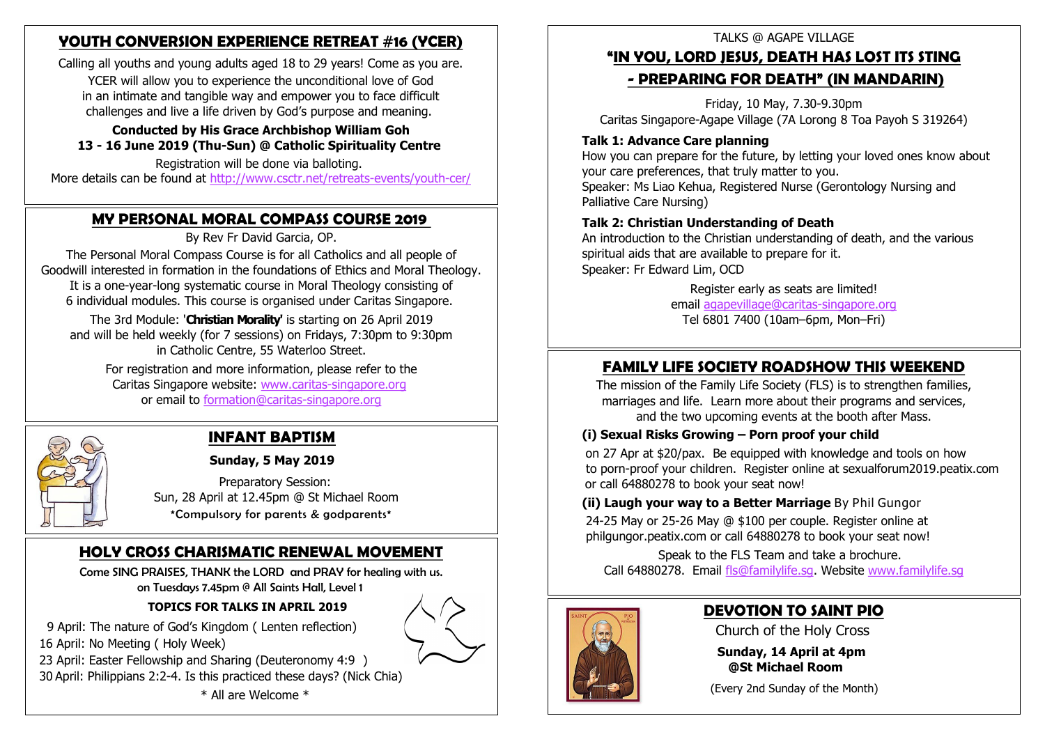## YOUTH CONVERSION EXPERIENCE RETREAT #16 (YCER)

Calling all youths and young adults aged 18 to 29 years! Come as you are.

YCER will allow you to experience the unconditional love of God in an intimate and tangible way and empower you to face difficult challenges and live a life driven by God's purpose and meaning.

**Conducted by His Grace Archbishop William Goh**
**13 - 16 June 2019 (Thu-Sun) @ Catholic Spirituality Centre**

Registration will be done via balloting.
More details can be found at http://www.csctr.net/retreats-events/youth-cer/

## MY PERSONAL MORAL COMPASS COURSE 2019

By Rev Fr David Garcia, OP.

The Personal Moral Compass Course is for all Catholics and all people of Goodwill interested in formation in the foundations of Ethics and Moral Theology. It is a one-year-long systematic course in Moral Theology consisting of 6 individual modules. This course is organised under Caritas Singapore.

The 3rd Module: '**Christian Morality**' is starting on 26 April 2019 and will be held weekly (for 7 sessions) on Fridays, 7:30pm to 9:30pm in Catholic Centre, 55 Waterloo Street.

For registration and more information, please refer to the Caritas Singapore website: www.caritas-singapore.org or email to formation@caritas-singapore.org

## INFANT BAPTISM

**Sunday, 5 May 2019**

Preparatory Session:
Sun, 28 April at 12.45pm @ St Michael Room
*Compulsory for parents & godparents*

## HOLY CROSS CHARISMATIC RENEWAL MOVEMENT

Come SING PRAISES, THANK the LORD and PRAY for healing with us.
on Tuesdays 7.45pm @ All Saints Hall, Level 1

**TOPICS FOR TALKS IN APRIL 2019**

9 April: The nature of God's Kingdom ( Lenten reflection)
16 April: No Meeting ( Holy Week)
23 April: Easter Fellowship and Sharing (Deuteronomy 4:9 )
30 April: Philippians 2:2-4. Is this practiced these days? (Nick Chia)

* All are Welcome *

TALKS @ AGAPE VILLAGE

## "IN YOU, LORD JESUS, DEATH HAS LOST ITS STING - PREPARING FOR DEATH" (IN MANDARIN)

Friday, 10 May, 7.30-9.30pm
Caritas Singapore-Agape Village (7A Lorong 8 Toa Payoh S 319264)

**Talk 1: Advance Care planning**
How you can prepare for the future, by letting your loved ones know about your care preferences, that truly matter to you.
Speaker: Ms Liao Kehua, Registered Nurse (Gerontology Nursing and Palliative Care Nursing)

**Talk 2: Christian Understanding of Death**
An introduction to the Christian understanding of death, and the various spiritual aids that are available to prepare for it.
Speaker: Fr Edward Lim, OCD

Register early as seats are limited!
email agapevillage@caritas-singapore.org
Tel 6801 7400 (10am–6pm, Mon–Fri)

## FAMILY LIFE SOCIETY ROADSHOW THIS WEEKEND

The mission of the Family Life Society (FLS) is to strengthen families, marriages and life. Learn more about their programs and services, and the two upcoming events at the booth after Mass.

**(i) Sexual Risks Growing – Porn proof your child**

on 27 Apr at $20/pax. Be equipped with knowledge and tools on how to porn-proof your children. Register online at sexualforum2019.peatix.com or call 64880278 to book your seat now!

**(ii) Laugh your way to a Better Marriage** By Phil Gungor

24-25 May or 25-26 May @ $100 per couple. Register online at philgungor.peatix.com or call 64880278 to book your seat now!

Speak to the FLS Team and take a brochure.
Call 64880278. Email fls@familylife.sg. Website www.familylife.sg

## DEVOTION TO SAINT PIO

Church of the Holy Cross

**Sunday, 14 April at 4pm**
**@St Michael Room**

(Every 2nd Sunday of the Month)